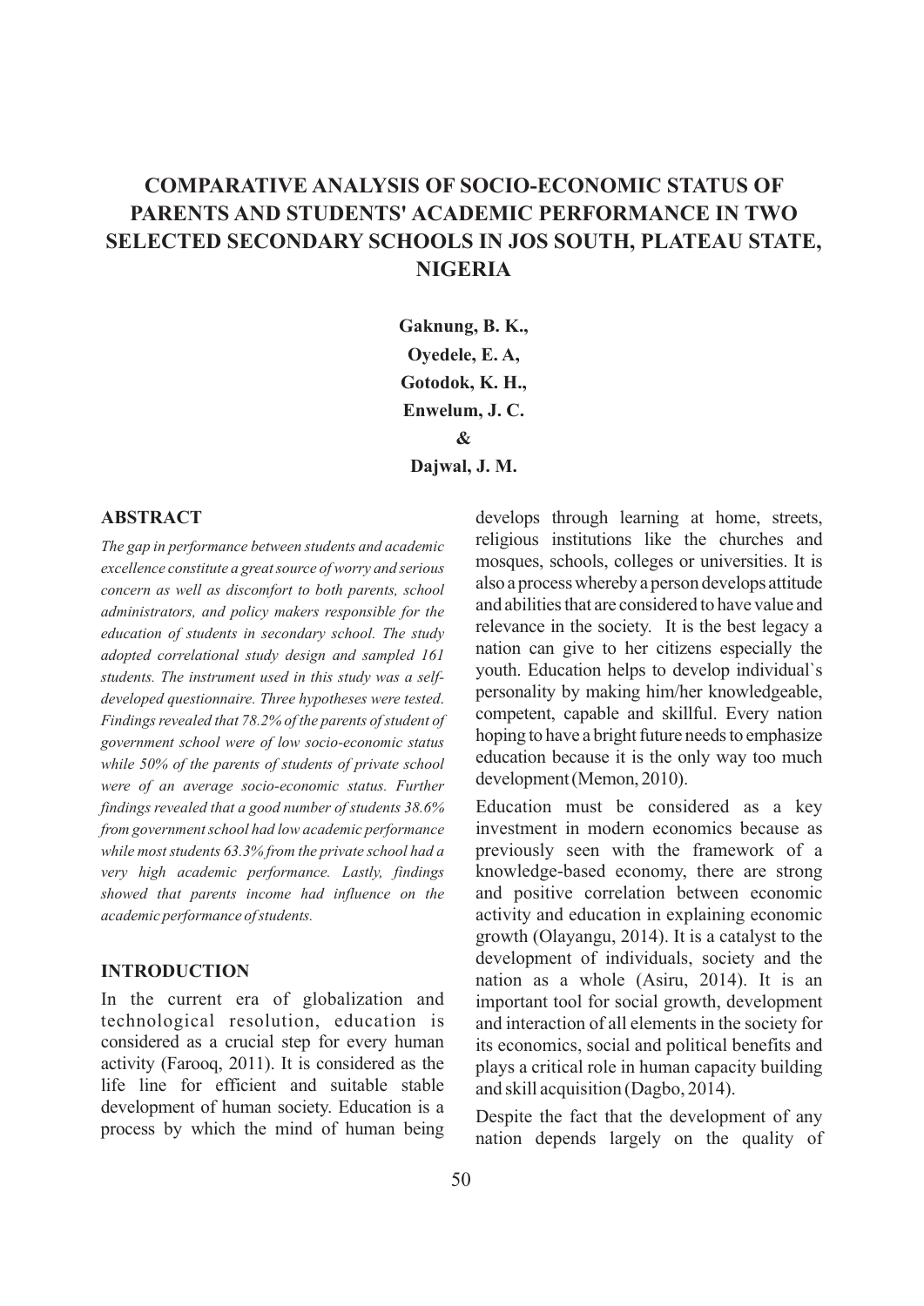# COMPARATIVE ANALYSIS OF SOCIO-ECONOMIC STATUS OF PARENTS AND STUDENTS' ACADEMIC PERFORMANCE IN TWO SELECTED SECONDARY SCHOOLS IN JOS SOUTH, PLATEAU STATE, NIGERIA

**Gaknung, B. K.,**
**Oyedele, E. A,**
**Gotodok, K. H.,**
**Enwelum, J. C.**
**&**
**Dajwal, J. M.**

## ABSTRACT

*The gap in performance between students and academic excellence constitute a great source of worry and serious concern as well as discomfort to both parents, school administrators, and policy makers responsible for the education of students in secondary school. The study adopted correlational study design and sampled 161 students. The instrument used in this study was a self-developed questionnaire. Three hypotheses were tested. Findings revealed that 78.2% of the parents of student of government school were of low socio-economic status while 50% of the parents of students of private school were of an average socio-economic status. Further findings revealed that a good number of students 38.6% from government school had low academic performance while most students 63.3% from the private school had a very high academic performance. Lastly, findings showed that parents income had influence on the academic performance of students.*

## INTRODUCTION

In the current era of globalization and technological resolution, education is considered as a crucial step for every human activity (Farooq, 2011). It is considered as the life line for efficient and suitable stable development of human society. Education is a process by which the mind of human being develops through learning at home, streets, religious institutions like the churches and mosques, schools, colleges or universities. It is also a process whereby a person develops attitude and abilities that are considered to have value and relevance in the society. It is the best legacy a nation can give to her citizens especially the youth. Education helps to develop individual`s personality by making him/her knowledgeable, competent, capable and skillful. Every nation hoping to have a bright future needs to emphasize education because it is the only way too much development (Memon, 2010).

Education must be considered as a key investment in modern economics because as previously seen with the framework of a knowledge-based economy, there are strong and positive correlation between economic activity and education in explaining economic growth (Olayangu, 2014). It is a catalyst to the development of individuals, society and the nation as a whole (Asiru, 2014). It is an important tool for social growth, development and interaction of all elements in the society for its economics, social and political benefits and plays a critical role in human capacity building and skill acquisition (Dagbo, 2014).

Despite the fact that the development of any nation depends largely on the quality of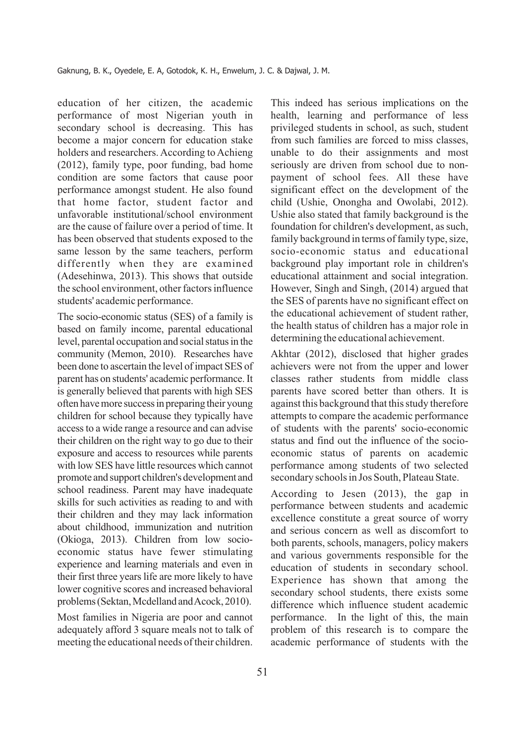education of her citizen, the academic performance of most Nigerian youth in secondary school is decreasing. This has become a major concern for education stake holders and researchers. According to Achieng (2012), family type, poor funding, bad home condition are some factors that cause poor performance amongst student. He also found that home factor, student factor and unfavorable institutional/school environment are the cause of failure over a period of time. It has been observed that students exposed to the same lesson by the same teachers, perform differently when they are examined (Adesehinwa, 2013). This shows that outside the school environment, other factors influence students' academic performance.

The socio-economic status (SES) of a family is based on family income, parental educational level, parental occupation and social status in the community (Memon, 2010). Researches have been done to ascertain the level of impact SES of parent has on students' academic performance. It is generally believed that parents with high SES often have more success in preparing their young children for school because they typically have access to a wide range a resource and can advise their children on the right way to go due to their exposure and access to resources while parents with low SES have little resources which cannot promote and support children's development and school readiness. Parent may have inadequate skills for such activities as reading to and with their children and they may lack information about childhood, immunization and nutrition (Okioga, 2013). Children from low socio-economic status have fewer stimulating experience and learning materials and even in their first three years life are more likely to have lower cognitive scores and increased behavioral problems (Sektan, Mcdelland and Acock, 2010).

Most families in Nigeria are poor and cannot adequately afford 3 square meals not to talk of meeting the educational needs of their children. This indeed has serious implications on the health, learning and performance of less privileged students in school, as such, student from such families are forced to miss classes, unable to do their assignments and most seriously are driven from school due to non-payment of school fees. All these have significant effect on the development of the child (Ushie, Onongha and Owolabi, 2012). Ushie also stated that family background is the foundation for children's development, as such, family background in terms of family type, size, socio-economic status and educational background play important role in children's educational attainment and social integration. However, Singh and Singh, (2014) argued that the SES of parents have no significant effect on the educational achievement of student rather, the health status of children has a major role in determining the educational achievement.

Akhtar (2012), disclosed that higher grades achievers were not from the upper and lower classes rather students from middle class parents have scored better than others. It is against this background that this study therefore attempts to compare the academic performance of students with the parents' socio-economic status and find out the influence of the socio-economic status of parents on academic performance among students of two selected secondary schools in Jos South, Plateau State.

According to Jesen (2013), the gap in performance between students and academic excellence constitute a great source of worry and serious concern as well as discomfort to both parents, schools, managers, policy makers and various governments responsible for the education of students in secondary school. Experience has shown that among the secondary school students, there exists some difference which influence student academic performance. In the light of this, the main problem of this research is to compare the academic performance of students with the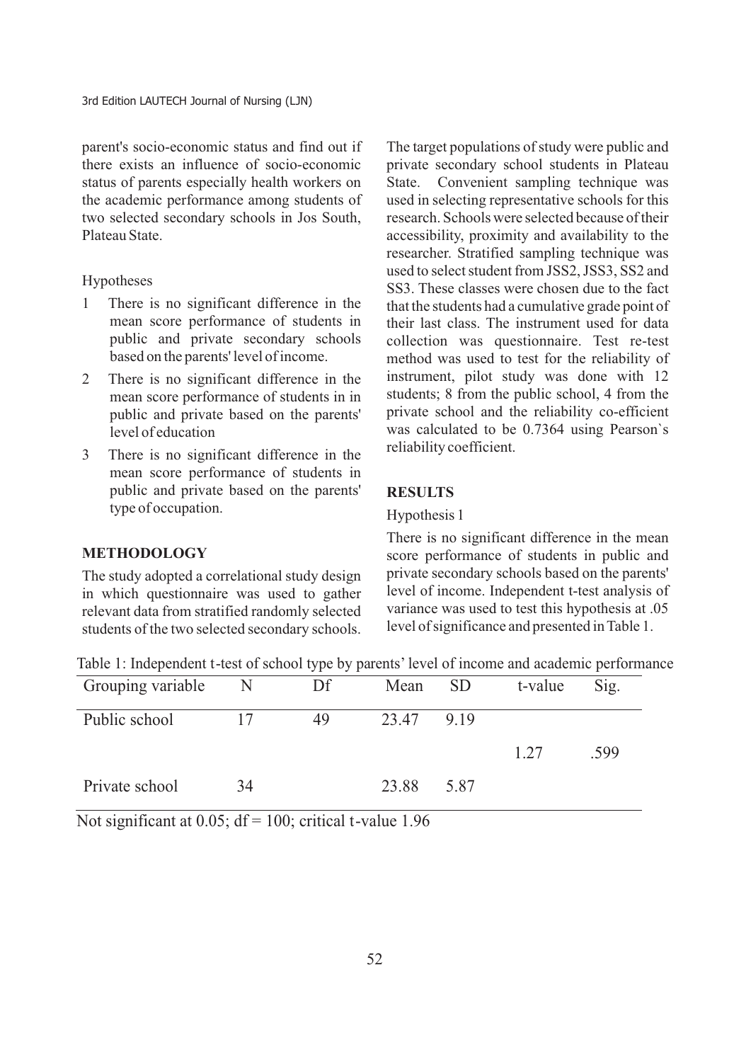parent's socio-economic status and find out if there exists an influence of socio-economic status of parents especially health workers on the academic performance among students of two selected secondary schools in Jos South, Plateau State.

Hypotheses

1. There is no significant difference in the mean score performance of students in public and private secondary schools based on the parents' level of income.
2. There is no significant difference in the mean score performance of students in in public and private based on the parents' level of education
3. There is no significant difference in the mean score performance of students in public and private based on the parents' type of occupation.

## METHODOLOGY

The study adopted a correlational study design in which questionnaire was used to gather relevant data from stratified randomly selected students of the two selected secondary schools. The target populations of study were public and private secondary school students in Plateau State. Convenient sampling technique was used in selecting representative schools for this research. Schools were selected because of their accessibility, proximity and availability to the researcher. Stratified sampling technique was used to select student from JSS2, JSS3, SS2 and SS3. These classes were chosen due to the fact that the students had a cumulative grade point of their last class. The instrument used for data collection was questionnaire. Test re-test method was used to test for the reliability of instrument, pilot study was done with 12 students; 8 from the public school, 4 from the private school and the reliability co-efficient was calculated to be 0.7364 using Pearson`s reliability coefficient.

## RESULTS

Hypothesis 1

There is no significant difference in the mean score performance of students in public and private secondary schools based on the parents' level of income. Independent t-test analysis of variance was used to test this hypothesis at .05 level of significance and presented in Table 1.

Table 1: Independent t-test of school type by parents' level of income and academic performance

| Grouping variable | N | Df | Mean | SD | t-value | Sig. |
|---|---|---|---|---|---|---|
| Public school | 17 | 49 | 23.47 | 9.19 | 1.27 | .599 |
| Private school | 34 | | 23.88 | 5.87 | | |

Not significant at 0.05; df = 100; critical t-value 1.96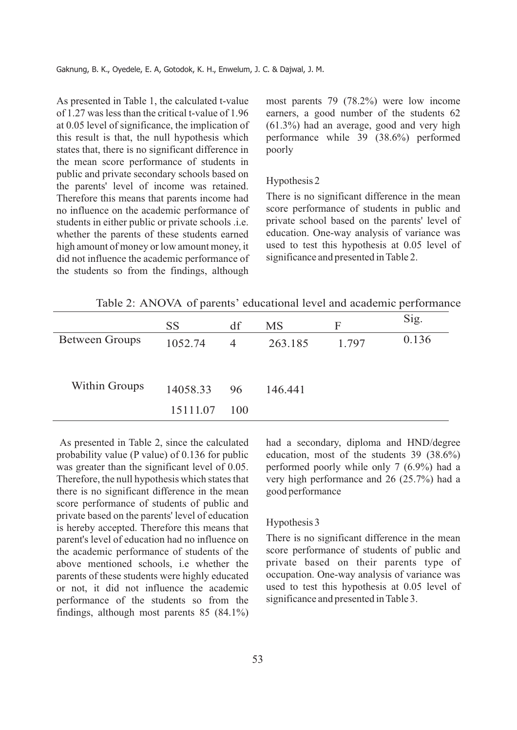As presented in Table 1, the calculated t-value of 1.27 was less than the critical t-value of 1.96 at 0.05 level of significance, the implication of this result is that, the null hypothesis which states that, there is no significant difference in the mean score performance of students in public and private secondary schools based on the parents' level of income was retained. Therefore this means that parents income had no influence on the academic performance of students in either public or private schools .i.e. whether the parents of these students earned high amount of money or low amount money, it did not influence the academic performance of the students so from the findings, although most parents 79 (78.2%) were low income earners, a good number of the students 62 (61.3%) had an average, good and very high performance while 39 (38.6%) performed poorly

Hypothesis 2

There is no significant difference in the mean score performance of students in public and private school based on the parents' level of education. One-way analysis of variance was used to test this hypothesis at 0.05 level of significance and presented in Table 2.

Table 2: ANOVA of parents' educational level and academic performance

| | SS | df | MS | F | Sig. |
|---|---|---|---|---|---|
| Between Groups | 1052.74 | 4 | 263.185 | 1.797 | 0.136 |
| Within Groups | 14058.33 | 96 | 146.441 | | |
| | 15111.07 | 100 | | | |

As presented in Table 2, since the calculated probability value (P value) of 0.136 for public was greater than the significant level of 0.05. Therefore, the null hypothesis which states that there is no significant difference in the mean score performance of students of public and private based on the parents' level of education is hereby accepted. Therefore this means that parent's level of education had no influence on the academic performance of students of the above mentioned schools, i.e whether the parents of these students were highly educated or not, it did not influence the academic performance of the students so from the findings, although most parents 85 (84.1%) had a secondary, diploma and HND/degree education, most of the students 39 (38.6%) performed poorly while only 7 (6.9%) had a very high performance and 26 (25.7%) had a good performance

Hypothesis 3

There is no significant difference in the mean score performance of students of public and private based on their parents type of occupation. One-way analysis of variance was used to test this hypothesis at 0.05 level of significance and presented in Table 3.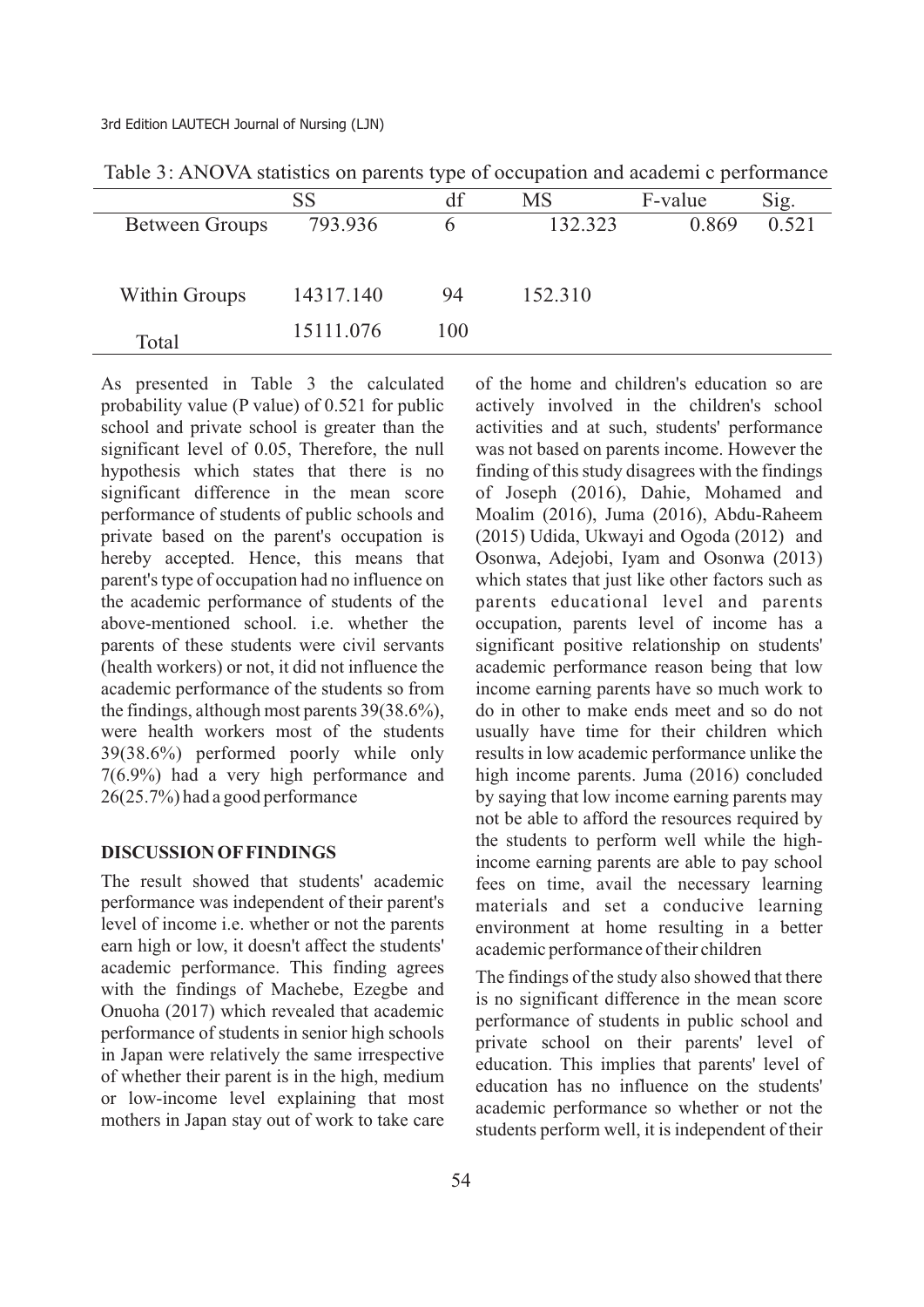Table 3: ANOVA statistics on parents type of occupation and academi c performance

| | SS | df | MS | F-value | Sig. |
|---|---|---|---|---|---|
| Between Groups | 793.936 | 6 | 132.323 | 0.869 | 0.521 |
| Within Groups | 14317.140 | 94 | 152.310 | | |
| Total | 15111.076 | 100 | | | |

As presented in Table 3 the calculated probability value (P value) of 0.521 for public school and private school is greater than the significant level of 0.05, Therefore, the null hypothesis which states that there is no significant difference in the mean score performance of students of public schools and private based on the parent's occupation is hereby accepted. Hence, this means that parent's type of occupation had no influence on the academic performance of students of the above-mentioned school. i.e. whether the parents of these students were civil servants (health workers) or not, it did not influence the academic performance of the students so from the findings, although most parents 39(38.6%), were health workers most of the students 39(38.6%) performed poorly while only 7(6.9%) had a very high performance and 26(25.7%) had a good performance

## DISCUSSION OF FINDINGS

The result showed that students' academic performance was independent of their parent's level of income i.e. whether or not the parents earn high or low, it doesn't affect the students' academic performance. This finding agrees with the findings of Machebe, Ezegbe and Onuoha (2017) which revealed that academic performance of students in senior high schools in Japan were relatively the same irrespective of whether their parent is in the high, medium or low-income level explaining that most mothers in Japan stay out of work to take care of the home and children's education so are actively involved in the children's school activities and at such, students' performance was not based on parents income. However the finding of this study disagrees with the findings of Joseph (2016), Dahie, Mohamed and Moalim (2016), Juma (2016), Abdu-Raheem (2015) Udida, Ukwayi and Ogoda (2012) and Osonwa, Adejobi, Iyam and Osonwa (2013) which states that just like other factors such as parents educational level and parents occupation, parents level of income has a significant positive relationship on students' academic performance reason being that low income earning parents have so much work to do in other to make ends meet and so do not usually have time for their children which results in low academic performance unlike the high income parents. Juma (2016) concluded by saying that low income earning parents may not be able to afford the resources required by the students to perform well while the high-income earning parents are able to pay school fees on time, avail the necessary learning materials and set a conducive learning environment at home resulting in a better academic performance of their children

The findings of the study also showed that there is no significant difference in the mean score performance of students in public school and private school on their parents' level of education. This implies that parents' level of education has no influence on the students' academic performance so whether or not the students perform well, it is independent of their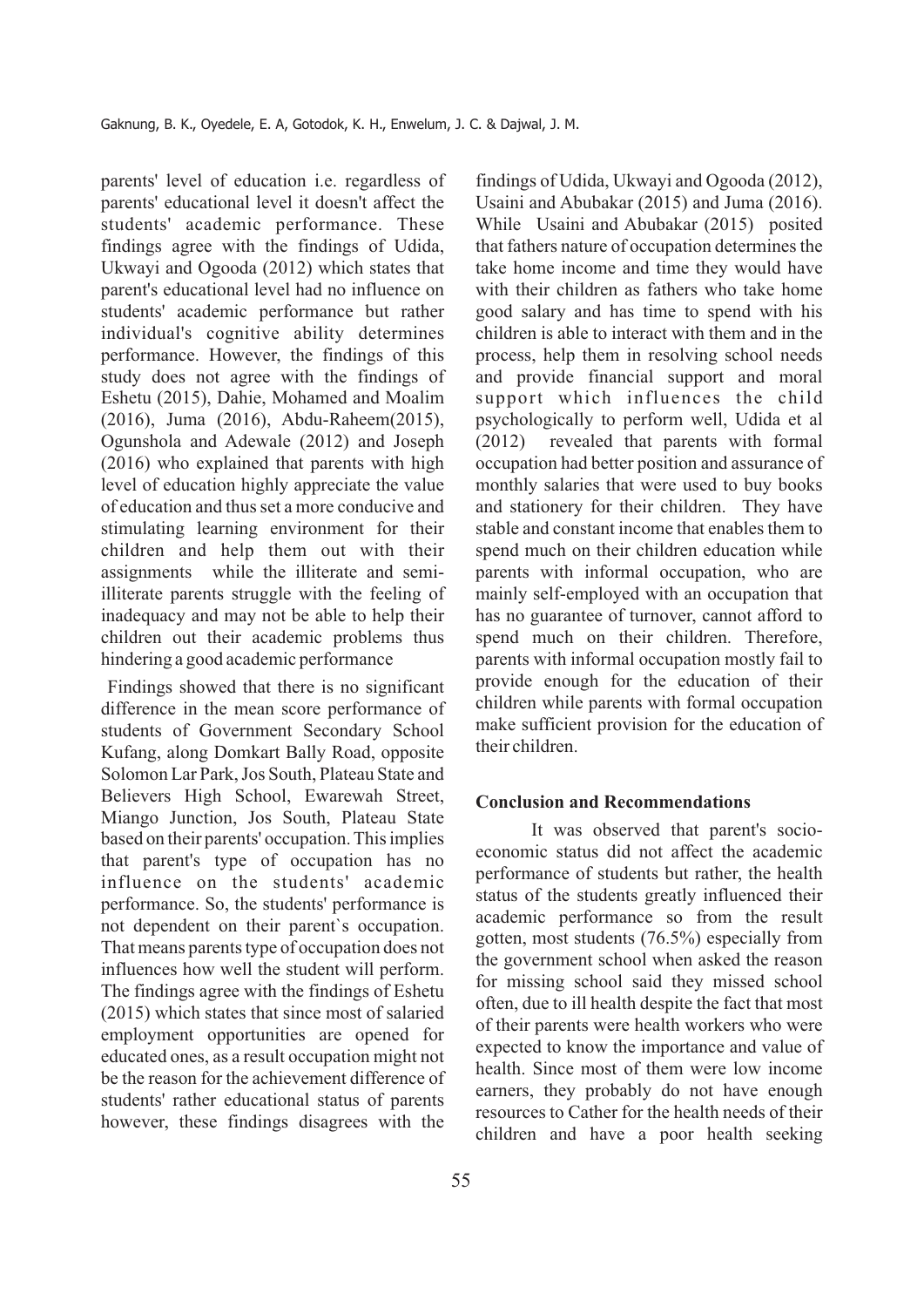parents' level of education i.e. regardless of parents' educational level it doesn't affect the students' academic performance. These findings agree with the findings of Udida, Ukwayi and Ogooda (2012) which states that parent's educational level had no influence on students' academic performance but rather individual's cognitive ability determines performance. However, the findings of this study does not agree with the findings of Eshetu (2015), Dahie, Mohamed and Moalim (2016), Juma (2016), Abdu-Raheem(2015), Ogunshola and Adewale (2012) and Joseph (2016) who explained that parents with high level of education highly appreciate the value of education and thus set a more conducive and stimulating learning environment for their children and help them out with their assignments while the illiterate and semi-illiterate parents struggle with the feeling of inadequacy and may not be able to help their children out their academic problems thus hindering a good academic performance

Findings showed that there is no significant difference in the mean score performance of students of Government Secondary School Kufang, along Domkart Bally Road, opposite Solomon Lar Park, Jos South, Plateau State and Believers High School, Ewarewah Street, Miango Junction, Jos South, Plateau State based on their parents' occupation. This implies that parent's type of occupation has no influence on the students' academic performance. So, the students' performance is not dependent on their parent`s occupation. That means parents type of occupation does not influences how well the student will perform. The findings agree with the findings of Eshetu (2015) which states that since most of salaried employment opportunities are opened for educated ones, as a result occupation might not be the reason for the achievement difference of students' rather educational status of parents however, these findings disagrees with the findings of Udida, Ukwayi and Ogooda (2012), Usaini and Abubakar (2015) and Juma (2016). While Usaini and Abubakar (2015) posited that fathers nature of occupation determines the take home income and time they would have with their children as fathers who take home good salary and has time to spend with his children is able to interact with them and in the process, help them in resolving school needs and provide financial support and moral support which influences the child psychologically to perform well, Udida et al (2012) revealed that parents with formal occupation had better position and assurance of monthly salaries that were used to buy books and stationery for their children. They have stable and constant income that enables them to spend much on their children education while parents with informal occupation, who are mainly self-employed with an occupation that has no guarantee of turnover, cannot afford to spend much on their children. Therefore, parents with informal occupation mostly fail to provide enough for the education of their children while parents with formal occupation make sufficient provision for the education of their children.

## Conclusion and Recommendations

It was observed that parent's socio-economic status did not affect the academic performance of students but rather, the health status of the students greatly influenced their academic performance so from the result gotten, most students (76.5%) especially from the government school when asked the reason for missing school said they missed school often, due to ill health despite the fact that most of their parents were health workers who were expected to know the importance and value of health. Since most of them were low income earners, they probably do not have enough resources to Cather for the health needs of their children and have a poor health seeking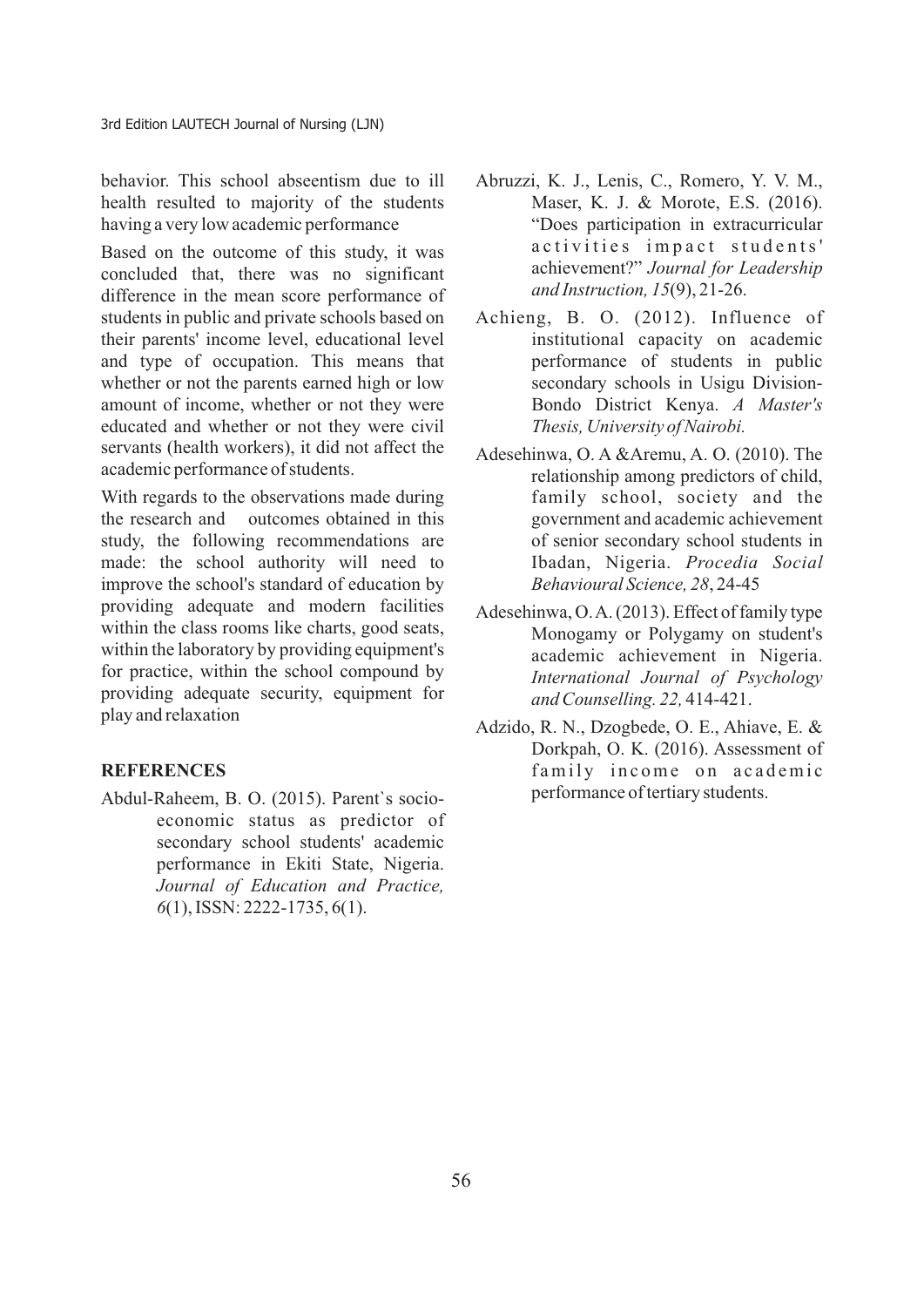behavior. This school abseentism due to ill health resulted to majority of the students having a very low academic performance

Based on the outcome of this study, it was concluded that, there was no significant difference in the mean score performance of students in public and private schools based on their parents' income level, educational level and type of occupation. This means that whether or not the parents earned high or low amount of income, whether or not they were educated and whether or not they were civil servants (health workers), it did not affect the academic performance of students.

With regards to the observations made during the research and outcomes obtained in this study, the following recommendations are made: the school authority will need to improve the school's standard of education by providing adequate and modern facilities within the class rooms like charts, good seats, within the laboratory by providing equipment's for practice, within the school compound by providing adequate security, equipment for play and relaxation

## REFERENCES

Abdul-Raheem, B. O. (2015). Parent`s socio-economic status as predictor of secondary school students' academic performance in Ekiti State, Nigeria. *Journal of Education and Practice, 6*(1), ISSN: 2222-1735, 6(1).

Abruzzi, K. J., Lenis, C., Romero, Y. V. M., Maser, K. J. & Morote, E.S. (2016). "Does participation in extracurricular activities impact students' achievement?" *Journal for Leadership and Instruction, 15*(9), 21-26.

Achieng, B. O. (2012). Influence of institutional capacity on academic performance of students in public secondary schools in Usigu Division-Bondo District Kenya. *A Master's Thesis, University of Nairobi.*

Adesehinwa, O. A &Aremu, A. O. (2010). The relationship among predictors of child, family school, society and the government and academic achievement of senior secondary school students in Ibadan, Nigeria. *Procedia Social Behavioural Science, 28*, 24-45

Adesehinwa, O. A. (2013). Effect of family type Monogamy or Polygamy on student's academic achievement in Nigeria. *International Journal of Psychology and Counselling. 22,* 414-421.

Adzido, R. N., Dzogbede, O. E., Ahiave, E. & Dorkpah, O. K. (2016). Assessment of family income on academic performance of tertiary students.